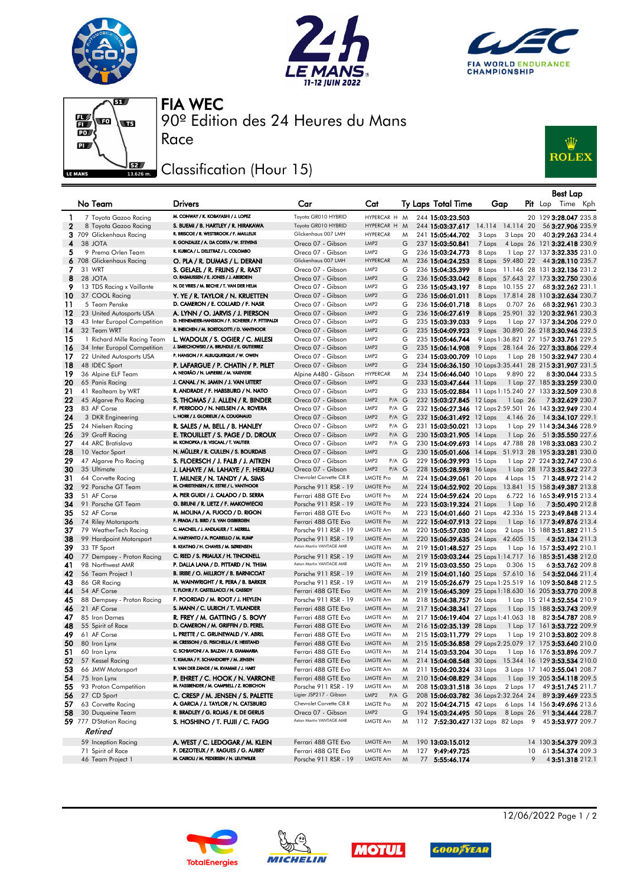# FIA WEC

## 90º Edition des 24 Heures du Mans

Race

## Classification (Hour 15)

| | No Team | Drivers | Car | Cat | Ty | Laps | Total Time | Gap | | Pit | Best Lap Lap | Time | Kph |
|---|---|---|---|---|---|---|---|---|---|---|---|---|---|
| 1 | 7 Toyota Gazoo Racing | M. CONWAY / K. KOBAYASHI / J. LOPEZ | Toyota GR010 HYBRID | HYPERCAR H | M | 244 | 15:03:23.503 | | | 20 | 129 | 3:28.047 | 235.8 |
| 2 | 8 Toyota Gazoo Racing | S. BUEMI / B. HARTLEY / R. HIRAKAWA | Toyota GR010 HYBRID | HYPERCAR H | M | 244 | 15:03:37.617 | 14.114 | 14.114 | 20 | 56 | 3:27.906 | 235.9 |
| 3 | 709 Glickenhaus Racing | R. BRISCOE / R. WESTBROOK / F. MAILLEUX | Glickenhaus 007 LMH | HYPERCAR | M | 241 | 15:05:44.702 | 3 Laps | 3 Laps | 20 | 40 | 3:29.263 | 234.4 |
| 4 | 38 JOTA | R. GONZALEZ / A. DA COSTA / W. STEVENS | Oreca 07 - Gibson | LMP2 | G | 237 | 15:03:50.841 | 7 Laps | 4 Laps | 26 | 121 | 3:32.418 | 230.9 |
| 5 | 9 Prema Orlen Team | R. KUBICA / L. DELETRAZ / L. COLOMBO | Oreca 07 - Gibson | LMP2 | G | 236 | 15:03:24.773 | 8 Laps | 1 Lap | 27 | 137 | 3:32.335 | 231.0 |
| 6 | 708 Glickenhaus Racing | O. PLA / R. DUMAS / L. DERANI | Glickenhaus 007 LMH | HYPERCAR | M | 236 | 15:04:24.253 | 8 Laps | 59.480 | 22 | 44 | 3:28.110 | 235.7 |
| 7 | 31 WRT | S. GELAEL / R. FRIJNS / R. RAST | Oreca 07 - Gibson | LMP2 | G | 236 | 15:04:35.399 | 8 Laps | 11.146 | 28 | 131 | 3:32.136 | 231.2 |
| 8 | 28 JOTA | O. RASMUSSEN / E. JONES / J. ABERDEIN | Oreca 07 - Gibson | LMP2 | G | 236 | 15:05:33.042 | 8 Laps | 57.643 | 27 | 173 | 3:32.750 | 230.6 |
| 9 | 13 TDS Racing x Vaillante | N. DE VRIES / M. BECHE / T. VAN DER HELM | Oreca 07 - Gibson | LMP2 | G | 236 | 15:05:43.197 | 8 Laps | 10.155 | 27 | 68 | 3:32.262 | 231.1 |
| 10 | 37 COOL Racing | Y. YE / R. TAYLOR / N. KRUETTEN | Oreca 07 - Gibson | LMP2 | G | 236 | 15:06:01.011 | 8 Laps | 17.814 | 28 | 110 | 3:32.634 | 230.7 |
| 11 | 5 Team Penske | D. CAMERON / E. COLLARD / F. NASR | Oreca 07 - Gibson | LMP2 | G | 236 | 15:06:01.718 | 8 Laps | 0.707 | 26 | 68 | 3:32.961 | 230.3 |
| 12 | 23 United Autosports USA | A. LYNN / O. JARVIS / J. PIERSON | Oreca 07 - Gibson | LMP2 | G | 236 | 15:06:27.619 | 8 Laps | 25.901 | 32 | 120 | 3:32.961 | 230.3 |
| 13 | 43 Inter Europol Competition | D. HEINEMEIER-HANSSON / F. SCHERER / P. FITTIPALDI | Oreca 07 - Gibson | LMP2 | G | 235 | 15:03:39.033 | 9 Laps | 1 Lap | 27 | 137 | 3:34.206 | 229.0 |
| 14 | 32 Team WRT | R. INEICHEN / M. BORTOLOTTI / D. VANTHOOR | Oreca 07 - Gibson | LMP2 | G | 235 | 15:04:09.923 | 9 Laps | 30.890 | 26 | 218 | 3:30.946 | 232.5 |
| 15 | 1 Richard Mille Racing Team | L. WADOUX / S. OGIER / C. MILESI | Oreca 07 - Gibson | LMP2 | G | 235 | 15:05:46.744 | 9 Laps | 1:36.821 | 27 | 157 | 3:33.761 | 229.5 |
| 16 | 34 Inter Europol Competition | J. SMIECHOWSKI / A. BRUNDLE / E. GUTIERREZ | Oreca 07 - Gibson | LMP2 | G | 235 | 15:06:14.908 | 9 Laps | 28.164 | 26 | 227 | 3:33.806 | 229.4 |
| 17 | 22 United Autosports USA | P. HANSON / F. ALBUQUERQUE / W. OWEN | Oreca 07 - Gibson | LMP2 | G | 234 | 15:03:00.709 | 10 Laps | 1 Lap | 28 | 150 | 3:32.947 | 230.4 |
| 18 | 48 IDEC Sport | P. LAFARGUE / P. CHATIN / P. PILET | Oreca 07 - Gibson | LMP2 | G | 234 | 15:06:36.150 | 10 Laps | 3:35.441 | 28 | 215 | 3:31.907 | 231.5 |
| 19 | 36 Alpine ELF Team | A. NEGRÃO / N. LAPIERRE / M. VAXIVIERE | Alpine A480 - Gibson | HYPERCAR | M | 234 | 15:06:46.040 | 10 Laps | 9.890 | 22 | 8 | 3:30.044 | 233.5 |
| 20 | 65 Panis Racing | J. CANAL / N. JAMIN / J. VAN UITERT | Oreca 07 - Gibson | LMP2 | G | 233 | 15:03:47.644 | 11 Laps | 1 Lap | 27 | 185 | 3:33.259 | 230.0 |
| 21 | 41 Realteam by WRT | R. ANDRADE / F. HABSBURG / N. NATO | Oreca 07 - Gibson | LMP2 | G | 233 | 15:05:02.884 | 11 Laps | 1:15.240 | 27 | 133 | 3:32.509 | 230.8 |
| 22 | 45 Algarve Pro Racing | S. THOMAS / J. ALLEN / R. BINDER | Oreca 07 - Gibson | LMP2 P/A | G | 232 | 15:03:27.845 | 12 Laps | 1 Lap | 26 | 7 | 3:32.629 | 230.7 |
| 23 | 83 AF Corse | F. PERRODO / N. NIELSEN / A. ROVERA | Oreca 07 - Gibson | LMP2 P/A | G | 232 | 15:06:27.346 | 12 Laps | 2:59.501 | 26 | 143 | 3:32.949 | 230.4 |
| 24 | 3 DKR Engineering | L. HORR / J. GLORIEUX / A. COUGNAUD | Oreca 07 - Gibson | LMP2 P/A | G | 232 | 15:06:31.492 | 12 Laps | 4.146 | 26 | 14 | 3:34.107 | 229.1 |
| 25 | 24 Nielsen Racing | R. SALES / M. BELL / B. HANLEY | Oreca 07 - Gibson | LMP2 P/A | G | 231 | 15:03:50.021 | 13 Laps | 1 Lap | 29 | 114 | 3:34.346 | 228.9 |
| 26 | 39 Graff Racing | E. TROUILLET / S. PAGE / D. DROUX | Oreca 07 - Gibson | LMP2 P/A | G | 230 | 15:03:21.905 | 14 Laps | 1 Lap | 26 | 51 | 3:35.550 | 227.6 |
| 27 | 44 ARC Bratislava | M. KONOPKA / B. VISCAAL / T. VAUTIER | Oreca 07 - Gibson | LMP2 P/A | G | 230 | 15:04:09.693 | 14 Laps | 47.788 | 28 | 198 | 3:33.083 | 230.2 |
| 28 | 10 Vector Sport | N. MÜLLER / R. CULLEN / S. BOURDAIS | Oreca 07 - Gibson | LMP2 | G | 230 | 15:05:01.606 | 14 Laps | 51.913 | 28 | 195 | 3:33.281 | 230.0 |
| 29 | 47 Algarve Pro Racing | S. FLOERSCH / J. FALB / J. AITKEN | Oreca 07 - Gibson | LMP2 P/A | G | 229 | 15:06:39.993 | 15 Laps | 1 Lap | 27 | 224 | 3:32.747 | 230.6 |
| 30 | 35 Ultimate | J. LAHAYE / M. LAHAYE / F. HERIAU | Oreca 07 - Gibson | LMP2 P/A | G | 228 | 15:05:28.598 | 16 Laps | 1 Lap | 28 | 173 | 3:35.842 | 227.3 |
| 31 | 64 Corvette Racing | T. MILNER / N. TANDY / A. SIMS | Chevrolet Corvette C8.R | LMGTE Pro | M | 224 | 15:04:39.061 | 20 Laps | 4 Laps | 15 | 71 | 3:48.972 | 214.2 |
| 32 | 92 Porsche GT Team | M. CHRISTENSEN / K. ESTRE / L. VANTHOOR | Porsche 911 RSR - 19 | LMGTE Pro | M | 224 | 15:04:52.902 | 20 Laps | 13.841 | 15 | 158 | 3:49.387 | 213.8 |
| 33 | 51 AF Corse | A. PIER GUIDI / J. CALADO / D. SERRA | Ferrari 488 GTE Evo | LMGTE Pro | M | 224 | 15:04:59.624 | 20 Laps | 6.722 | 16 | 165 | 3:49.915 | 213.4 |
| 34 | 91 Porsche GT Team | G. BRUNI / R. LIETZ / F. MAKOWIECKI | Porsche 911 RSR - 19 | LMGTE Pro | M | 223 | 15:03:19.324 | 21 Laps | 1 Lap | 16 | 7 | 3:50.490 | 212.8 |
| 35 | 52 AF Corse | M. MOLINA / A. FUOCO / D. RIGON | Ferrari 488 GTE Evo | LMGTE Pro | M | 223 | 15:04:01.660 | 21 Laps | 42.336 | 15 | 223 | 3:49.848 | 213.4 |
| 36 | 74 Riley Motorsports | F. FRAGA / S. BIRD / S. VAN GISBERGEN | Ferrari 488 GTE Evo | LMGTE Pro | M | 222 | 15:04:07.913 | 22 Laps | 1 Lap | 16 | 177 | 3:49.876 | 213.4 |
| 37 | 79 WeatherTech Racing | C. MACNEIL / J. ANDLAUER / T. MERRILL | Porsche 911 RSR - 19 | LMGTE Am | M | 220 | 15:05:57.030 | 24 Laps | 2 Laps | 15 | 188 | 3:51.882 | 211.5 |
| 38 | 99 Hardpoint Motorsport | A. HARYANTO / A. PICARIELLO / M. RUMP | Porsche 911 RSR - 19 | LMGTE Am | M | 220 | 15:06:39.635 | 24 Laps | 42.605 | 15 | 4 | 3:52.134 | 211.3 |
| 39 | 33 TF Sport | B. KEATING / H. CHAVES / M. SØRENSEN | Aston Martin VANTAGE AMR | LMGTE Am | M | 219 | 15:01:48.527 | 25 Laps | 1 Lap | 16 | 157 | 3:53.492 | 210.1 |
| 40 | 77 Dempsey - Proton Racing | C. RIED / S. PRIAULX / H. TINCKNELL | Porsche 911 RSR - 19 | LMGTE Am | M | 219 | 15:03:03.244 | 25 Laps | 1:14.717 | 16 | 185 | 3:51.438 | 212.0 |
| 41 | 98 Northwest AMR | P. DALLA LANA / D. PITTARD / N. THIIM | Aston Martin VANTAGE AMR | LMGTE Am | M | 219 | 15:03:03.550 | 25 Laps | 0.306 | 15 | 6 | 3:53.762 | 209.8 |
| 42 | 56 Team Project 1 | B. IRIBE / O. MILLROY / B. BARNICOAT | Porsche 911 RSR - 19 | LMGTE Am | M | 219 | 15:04:01.160 | 25 Laps | 57.610 | 16 | 54 | 3:52.046 | 211.4 |
| 43 | 86 GR Racing | M. WAINWRIGHT / R. PERA / B. BARKER | Porsche 911 RSR - 19 | LMGTE Am | M | 219 | 15:05:26.679 | 25 Laps | 1:25.519 | 16 | 109 | 3:50.848 | 212.5 |
| 44 | 54 AF Corse | T. FLOHR / F. CASTELLACCI / N. CASSIDY | Ferrari 488 GTE Evo | LMGTE Am | M | 219 | 15:06:45.309 | 25 Laps | 1:18.630 | 16 | 205 | 3:53.770 | 209.8 |
| 45 | 88 Dempsey - Proton Racing | F. POORDAD / M. ROOT / J. HEYLEN | Porsche 911 RSR - 19 | LMGTE Am | M | 218 | 15:04:38.757 | 26 Laps | 1 Lap | 15 | 214 | 3:52.554 | 210.9 |
| 46 | 21 AF Corse | S. MANN / C. ULRICH / T. VILANDER | Ferrari 488 GTE Evo | LMGTE Am | M | 217 | 15:04:38.341 | 27 Laps | 1 Lap | 15 | 188 | 3:53.743 | 209.9 |
| 47 | 85 Iron Dames | R. FREY / M. GATTING / S. BOVY | Ferrari 488 GTE Evo | LMGTE Am | M | 217 | 15:06:19.404 | 27 Laps | 1:41.063 | 18 | 21 | 3:54.787 | 208.9 |
| 48 | 55 Spirit of Race | D. CAMERON / M. GRIFFIN / D. PEREL | Ferrari 488 GTE Evo | LMGTE Am | M | 216 | 15:02:35.139 | 28 Laps | 1 Lap | 17 | 161 | 3:53.722 | 209.9 |
| 49 | 61 AF Corse | L. PRETTE / C. GRUNEWALD / V. ABRIL | Ferrari 488 GTE Evo | LMGTE Am | M | 215 | 15:03:11.779 | 29 Laps | 1 Lap | 19 | 210 | 3:53.802 | 209.8 |
| 50 | 80 Iron Lynx | M. CRESSONI / G. FISICHELLA / R. HEISTAND | Ferrari 488 GTE Evo | LMGTE Am | M | 215 | 15:05:36.858 | 29 Laps | 2:25.079 | 17 | 175 | 3:53.640 | 210.0 |
| 51 | 60 Iron Lynx | C. SCHIAVONI / A. BALZAN / R. GIAMMARIA | Ferrari 488 GTE Evo | LMGTE Am | M | 214 | 15:03:53.204 | 30 Laps | 1 Lap | 16 | 176 | 3:53.896 | 209.7 |
| 52 | 57 Kessel Racing | T. KIMURA / F. SCHANDORFF / M. JENSEN | Ferrari 488 GTE Evo | LMGTE Am | M | 214 | 15:04:08.548 | 30 Laps | 15.344 | 16 | 129 | 3:53.534 | 210.0 |
| 53 | 66 JMW Motorsport | R. VAN DER ZANDE / M. KVAMME / J. HART | Ferrari 488 GTE Evo | LMGTE Am | M | 211 | 15:06:20.324 | 33 Laps | 3 Laps | 17 | 140 | 3:55.041 | 208.7 |
| 54 | 75 Iron Lynx | P. EHRET / C. HOOK / N. VARRONE | Ferrari 488 GTE Evo | LMGTE Am | M | 210 | 15:04:08.829 | 34 Laps | 1 Lap | 19 | 205 | 3:54.118 | 209.5 |
| 55 | 93 Proton Competition | M. FASSBENDER / M. CAMPBELL / Z. ROBICHON | Porsche 911 RSR - 19 | LMGTE Am | M | 208 | 15:03:31.518 | 36 Laps | 2 Laps | 17 | 49 | 3:51.745 | 211.7 |
| 56 | 27 CD Sport | C. CRESP / M. JENSEN / S. PALETTE | Ligier JSP217 - Gibson | LMP2 P/A | G | 208 | 15:06:03.782 | 36 Laps | 2:32.264 | 24 | 89 | 3:39.469 | 223.5 |
| 57 | 63 Corvette Racing | A. GARCIA / J. TAYLOR / N. CATSBURG | Chevrolet Corvette C8.R | LMGTE Pro | M | 202 | 15:04:24.715 | 42 Laps | 6 Laps | 14 | 156 | 3:49.696 | 213.6 |
| 58 | 30 Duqueine Team | R. BRADLEY / G. ROJAS / R. DE GERUS | Oreca 07 - Gibson | LMP2 | G | 194 | 15:03:24.495 | 50 Laps | 8 Laps | 26 | 91 | 3:34.444 | 228.7 |
| 59 | 777 D'Station Racing | S. HOSHINO / T. FUJII / C. FAGG | Aston Martin VANTAGE AMR | LMGTE Am | M | 112 | 7:52:30.427 | 132 Laps | 82 Laps | 9 | 45 | 3:53.977 | 209.7 |
| | *Retired* | | | | | | | | | | | | |
| | 59 Inception Racing | A. WEST / C. LEDOGAR / M. KLEIN | Ferrari 488 GTE Evo | LMGTE Am | M | 190 | 13:03:15.012 | | | 14 | 130 | 3:54.379 | 209.3 |
| | 71 Spirit of Race | F. DEZOTEUX / P. RAGUES / G. AUBRY | Ferrari 488 GTE Evo | LMGTE Am | M | 127 | 9:49:49.725 | | | 10 | 61 | 3:54.374 | 209.3 |
| | 46 Team Project 1 | M. CAIROLI / M. PEDERSEN / N. LEUTWILER | Porsche 911 RSR - 19 | LMGTE Am | M | 77 | 5:55:46.174 | | | 9 | 4 | 3:51.318 | 212.1 |

12/06/2022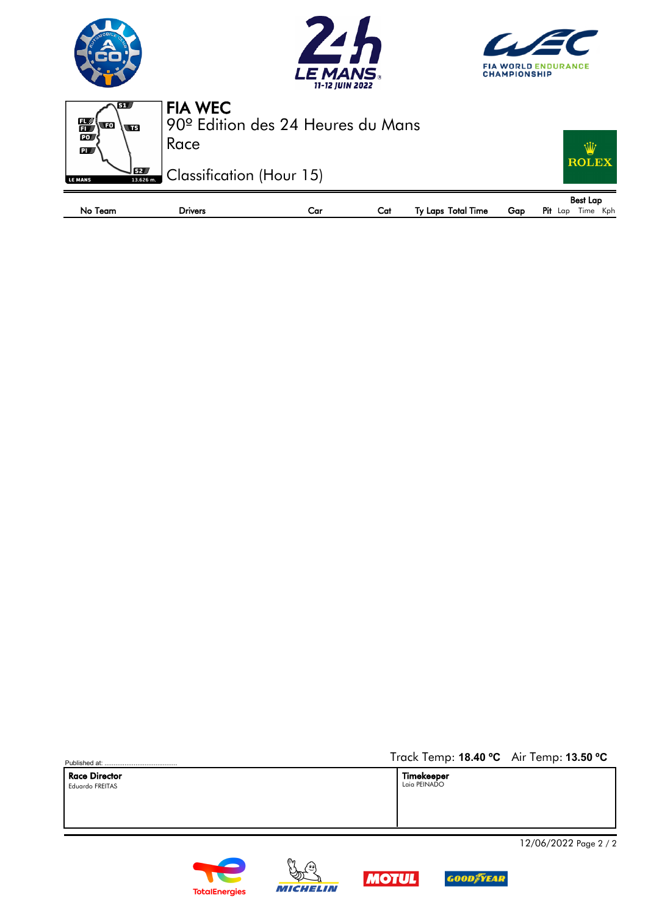# FIA WEC

90º Edition des 24 Heures du Mans

Race

Classification (Hour 15)

| No | Team | Drivers | Car | Cat | Ty | Laps | Total Time | Gap | Pit | Best Lap | | |
|---|---|---|---|---|---|---|---|---|---|---|---|---|
| | | | | | | | | | | Lap | Time | Kph |

Published at: ........................................

Track Temp: **18.40 ºC** Air Temp: **13.50 ºC**

| **Race Director** | **Timekeeper** |
|---|---|
| Eduardo FREITAS | Laia PEINADO |

12/06/2022